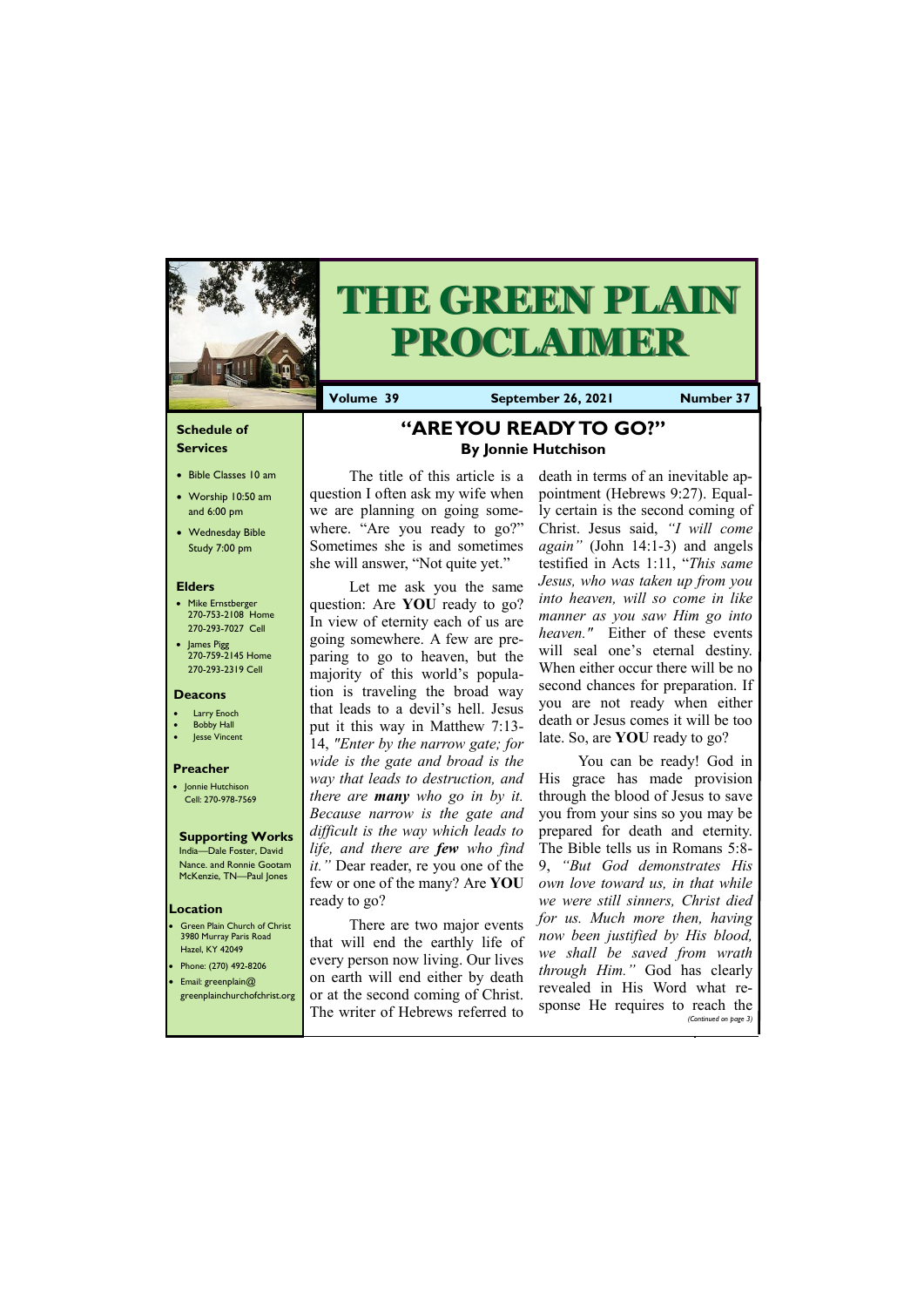# THE GREEN PLAIN PROCLAIMER

**Volume 39** | **September 26, 2021** | **Number 37**

### Schedule of Services

- Bible Classes 10 am
- Worship 10:50 am and 6:00 pm
- Wednesday Bible Study 7:00 pm

### Elders

- Mike Ernstberger 270-753-2108 Home 270-293-7027 Cell
- James Pigg 270-759-2145 Home 270-293-2319 Cell

### Deacons

- Larry Enoch
- Bobby Hall
- Jesse Vincent

### Preacher

- Jonnie Hutchison Cell: 270-978-7569

### Supporting Works

India—Dale Foster, David Nance. and Ronnie Gootam McKenzie, TN—Paul Jones

### Location

- Green Plain Church of Christ 3980 Murray Paris Road Hazel, KY 42049
- Phone: (270) 492-8206
- Email: greenplain@greenplainchurchofchrist.org

## "ARE YOU READY TO GO?"

**By Jonnie Hutchison**

The title of this article is a question I often ask my wife when we are planning on going somewhere. "Are you ready to go?" Sometimes she is and sometimes she will answer, "Not quite yet."

Let me ask you the same question: Are **YOU** ready to go? In view of eternity each of us are going somewhere. A few are preparing to go to heaven, but the majority of this world's population is traveling the broad way that leads to a devil's hell. Jesus put it this way in Matthew 7:13-14, *"Enter by the narrow gate; for wide is the gate and broad is the way that leads to destruction, and there are **many** who go in by it. Because narrow is the gate and difficult is the way which leads to life, and there are **few** who find it."* Dear reader, re you one of the few or one of the many? Are **YOU** ready to go?

There are two major events that will end the earthly life of every person now living. Our lives on earth will end either by death or at the second coming of Christ. The writer of Hebrews referred to death in terms of an inevitable appointment (Hebrews 9:27). Equally certain is the second coming of Christ. Jesus said, *"I will come again"* (John 14:1-3) and angels testified in Acts 1:11, "*This same Jesus, who was taken up from you into heaven, will so come in like manner as you saw Him go into heaven."* Either of these events will seal one's eternal destiny. When either occur there will be no second chances for preparation. If you are not ready when either death or Jesus comes it will be too late. So, are **YOU** ready to go?

You can be ready! God in His grace has made provision through the blood of Jesus to save you from your sins so you may be prepared for death and eternity. The Bible tells us in Romans 5:8-9, *"But God demonstrates His own love toward us, in that while we were still sinners, Christ died for us. Much more then, having now been justified by His blood, we shall be saved from wrath through Him."* God has clearly revealed in His Word what response He requires to reach the

*(Continued on page 3)*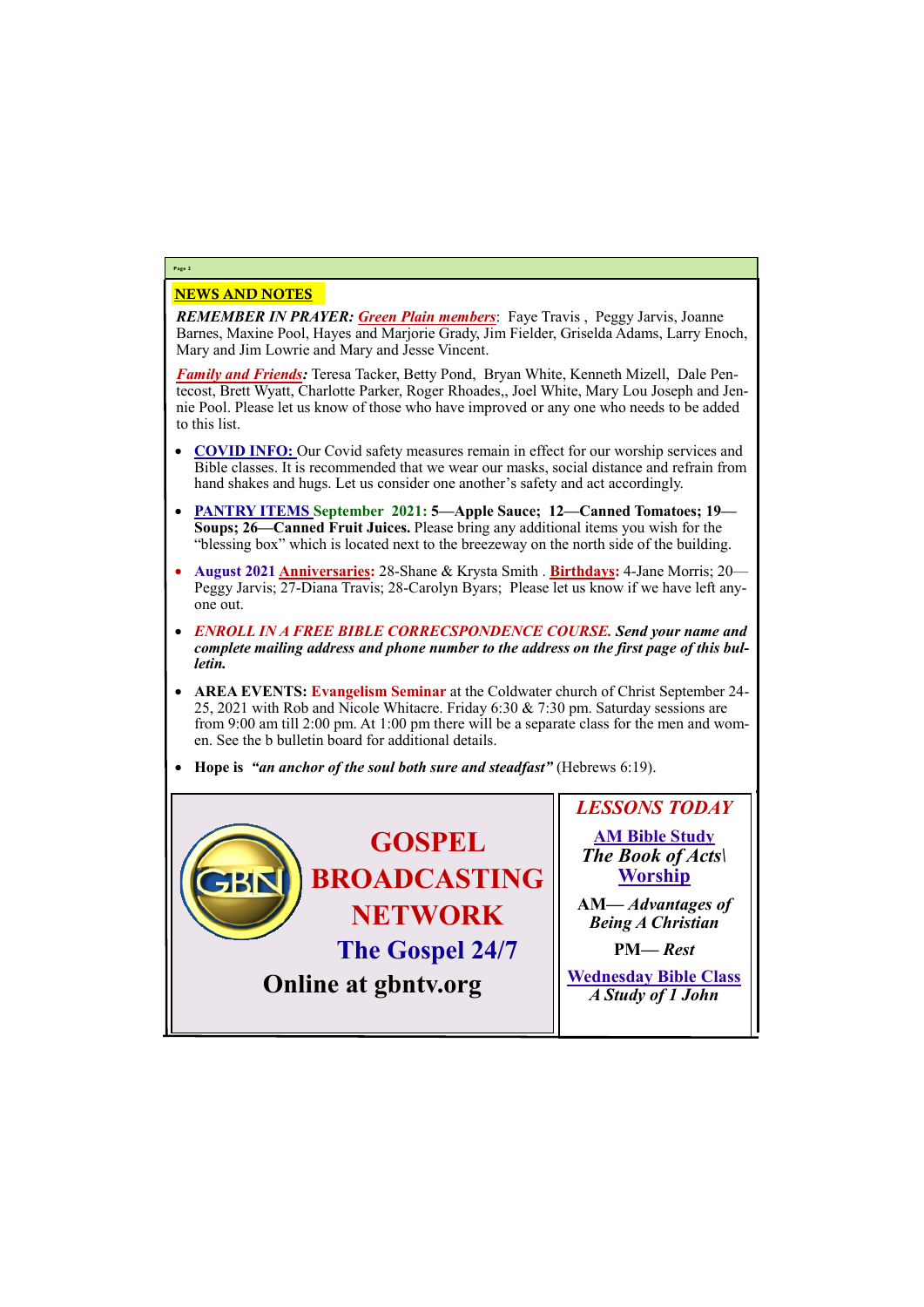## NEWS AND NOTES

***REMEMBER IN PRAYER:*** ***Green Plain members***: Faye Travis , Peggy Jarvis, Joanne Barnes, Maxine Pool, Hayes and Marjorie Grady, Jim Fielder, Griselda Adams, Larry Enoch, Mary and Jim Lowrie and Mary and Jesse Vincent.

***Family and Friends:*** Teresa Tacker, Betty Pond, Bryan White, Kenneth Mizell, Dale Pentecost, Brett Wyatt, Charlotte Parker, Roger Rhoades,, Joel White, Mary Lou Joseph and Jennie Pool. Please let us know of those who have improved or any one who needs to be added to this list.

- **COVID INFO:** Our Covid safety measures remain in effect for our worship services and Bible classes. It is recommended that we wear our masks, social distance and refrain from hand shakes and hugs. Let us consider one another's safety and act accordingly.
- **PANTRY ITEMS September 2021: 5—Apple Sauce; 12—Canned Tomatoes; 19—Soups; 26—Canned Fruit Juices.** Please bring any additional items you wish for the "blessing box" which is located next to the breezeway on the north side of the building.
- **August 2021 Anniversaries:** 28-Shane & Krysta Smith . **Birthdays:** 4-Jane Morris; 20—Peggy Jarvis; 27-Diana Travis; 28-Carolyn Byars; Please let us know if we have left anyone out.
- ***ENROLL IN A FREE BIBLE CORRECSPONDENCE COURSE. Send your name and complete mailing address and phone number to the address on the first page of this bulletin.***
- **AREA EVENTS: Evangelism Seminar** at the Coldwater church of Christ September 24-25, 2021 with Rob and Nicole Whitacre. Friday 6:30 & 7:30 pm. Saturday sessions are from 9:00 am till 2:00 pm. At 1:00 pm there will be a separate class for the men and women. See the b bulletin board for additional details.
- **Hope is** ***"an anchor of the soul both sure and steadfast"*** (Hebrews 6:19).

GBN

**GOSPEL BROADCASTING NETWORK**

**The Gospel 24/7**

**Online at gbntv.org**

### *LESSONS TODAY*

**AM Bible Study**
***The Book of Acts\***

**Worship**

**AM—** ***Advantages of Being A Christian***

**PM—** ***Rest***

**Wednesday Bible Class**
***A Study of 1 John***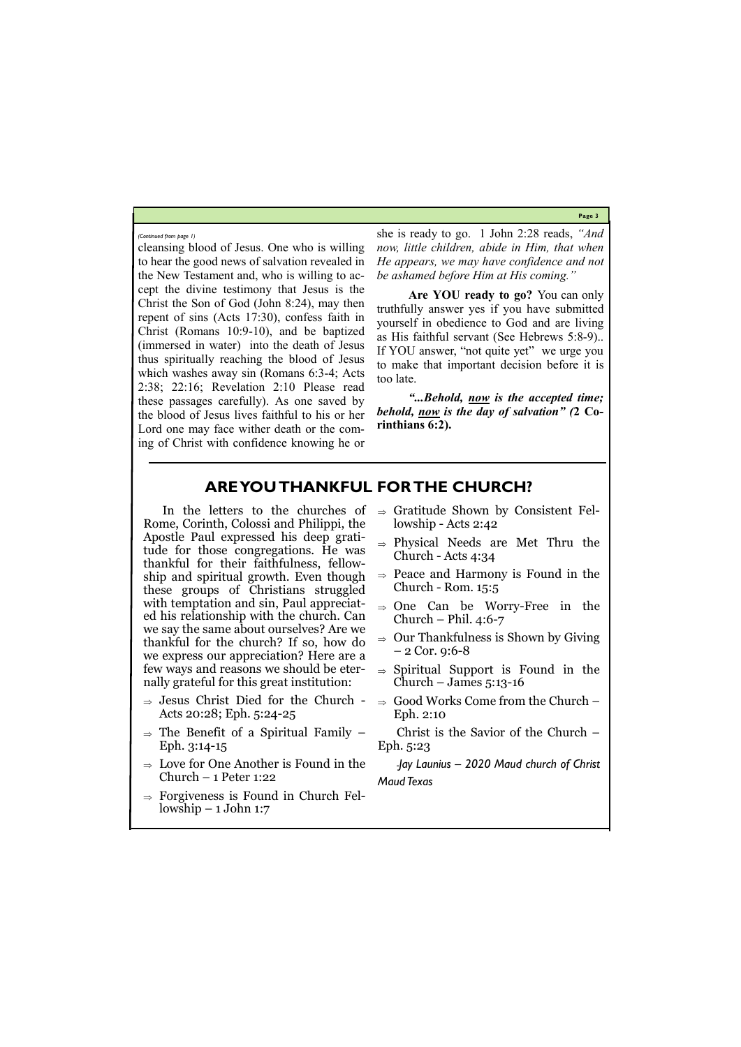*(Continued from page 1)*

cleansing blood of Jesus. One who is willing to hear the good news of salvation revealed in the New Testament and, who is willing to accept the divine testimony that Jesus is the Christ the Son of God (John 8:24), may then repent of sins (Acts 17:30), confess faith in Christ (Romans 10:9-10), and be baptized (immersed in water) into the death of Jesus thus spiritually reaching the blood of Jesus which washes away sin (Romans 6:3-4; Acts 2:38; 22:16; Revelation 2:10 Please read these passages carefully). As one saved by the blood of Jesus lives faithful to his or her Lord one may face wither death or the coming of Christ with confidence knowing he or she is ready to go. 1 John 2:28 reads, *"And now, little children, abide in Him, that when He appears, we may have confidence and not be ashamed before Him at His coming."*

**Are YOU ready to go?** You can only truthfully answer yes if you have submitted yourself in obedience to God and are living as His faithful servant (See Hebrews 5:8-9).. If YOU answer, "not quite yet" we urge you to make that important decision before it is too late.

***"...Behold, <u>now</u> is the accepted time; behold, <u>now</u> is the day of salvation" (*2 Corinthians 6:2).**

## ARE YOU THANKFUL FOR THE CHURCH?

In the letters to the churches of Rome, Corinth, Colossi and Philippi, the Apostle Paul expressed his deep gratitude for those congregations. He was thankful for their faithfulness, fellowship and spiritual growth. Even though these groups of Christians struggled with temptation and sin, Paul appreciated his relationship with the church. Can we say the same about ourselves? Are we thankful for the church? If so, how do we express our appreciation? Here are a few ways and reasons we should be eternally grateful for this great institution:

- ⇒ Jesus Christ Died for the Church - Acts 20:28; Eph. 5:24-25
- ⇒ The Benefit of a Spiritual Family – Eph. 3:14-15
- ⇒ Love for One Another is Found in the Church – 1 Peter 1:22
- ⇒ Forgiveness is Found in Church Fellowship – 1 John 1:7
- ⇒ Gratitude Shown by Consistent Fellowship - Acts 2:42
- ⇒ Physical Needs are Met Thru the Church - Acts 4:34
- ⇒ Peace and Harmony is Found in the Church - Rom. 15:5
- ⇒ One Can be Worry-Free in the Church – Phil. 4:6-7
- ⇒ Our Thankfulness is Shown by Giving – 2 Cor. 9:6-8
- ⇒ Spiritual Support is Found in the Church – James 5:13-16
- ⇒ Good Works Come from the Church – Eph. 2:10

Christ is the Savior of the Church – Eph. 5:23

*-Jay Launius – 2020 Maud church of Christ Maud Texas*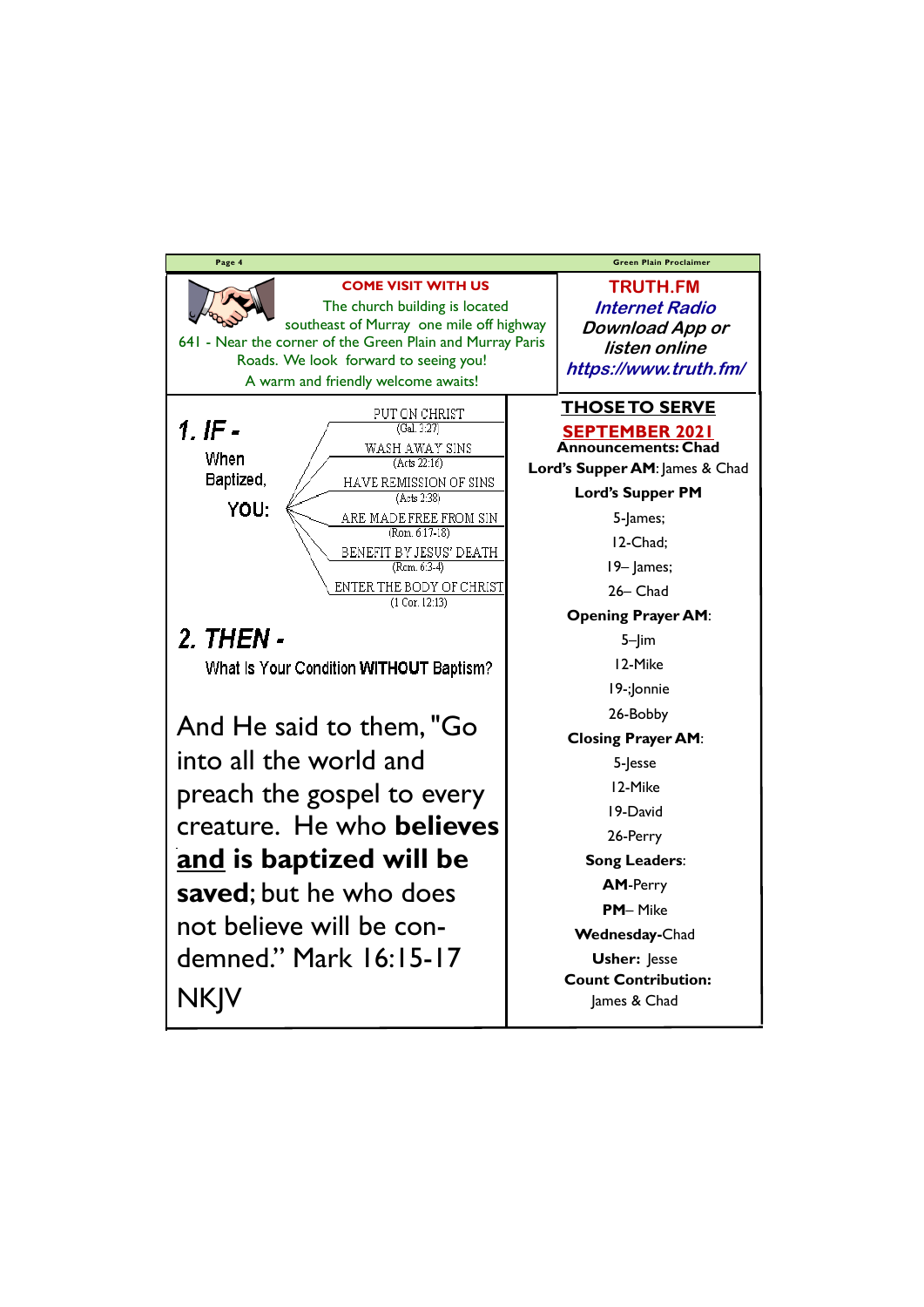**COME VISIT WITH US**

The church building is located southeast of Murray one mile off highway 641 - Near the corner of the Green Plain and Murray Paris Roads. We look forward to seeing you!

A warm and friendly welcome awaits!

**TRUTH.FM**

***Internet Radio***

***Download App or listen online***

***https://www.truth.fm/***

## 1. IF -

When Baptized,

YOU:

- PUT ON CHRIST (Gal. 3:27)
- WASH AWAY SINS (Acts 22:16)
- HAVE REMISSION OF SINS (Acts 2:38)
- ARE MADE FREE FROM SIN (Rom. 6:17-18)
- BENEFIT BY JESUS' DEATH (Rom. 6:3-4)
- ENTER THE BODY OF CHRIST (1 Cor. 12:13)

## 2. THEN -

What Is Your Condition **WITHOUT** Baptism?

And He said to them, "Go into all the world and preach the gospel to every creature. He who **believes** **and is baptized will be saved**; but he who does not believe will be condemned." Mark 16:15-17 NKJV

## THOSE TO SERVE

## SEPTEMBER 2021

**Announcements: Chad**

**Lord's Supper AM**: James & Chad

**Lord's Supper PM**

5-James;

12-Chad;

19– James;

26– Chad

**Opening Prayer AM**:

5–Jim

12-Mike

19-:Jonnie

26-Bobby

**Closing Prayer AM**:

5-Jesse

12-Mike

19-David

26-Perry

**Song Leaders**:

**AM**-Perry

**PM**– Mike

**Wednesday-**Chad

**Usher:** Jesse

**Count Contribution:**

James & Chad